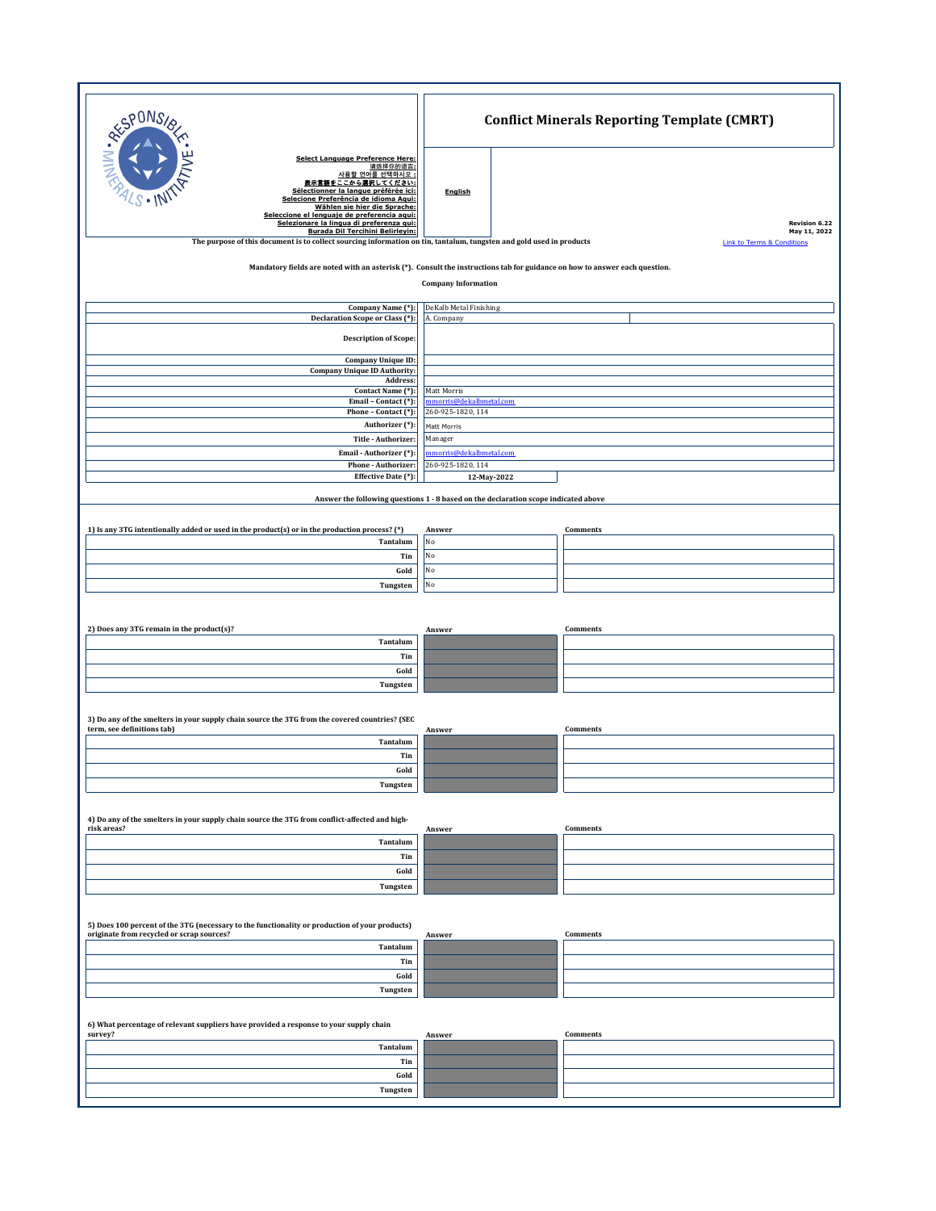# Conflict Minerals Reporting Template (CMRT)

Select Language Preference Here:
請選擇你的語言:
사용할 언어를 선택하시오 :
表示言語をここから選択してください:
Sélectionner la langue préférée ici:
Selecione Preferência de idioma Aqui:
Wählen sie hier die Sprache:
Seleccione el lenguaje de preferencia aqui:
Selezionare la lingua di preferenza qui:
Burada Dil Tercihini Belirleyin:

**English**

Revision 6.22
May 11, 2022

The purpose of this document is to collect sourcing information on tin, tantalum, tungsten and gold used in products

Link to Terms & Conditions

Mandatory fields are noted with an asterisk (*). Consult the instructions tab for guidance on how to answer each question.

**Company Information**

| Field | Value |
|---|---|
| Company Name (*): | DeKalb Metal Finishing |
| Declaration Scope or Class (*): | A. Company |
| Description of Scope: | |
| Company Unique ID: | |
| Company Unique ID Authority: | |
| Address: | |
| Contact Name (*): | Matt Morris |
| Email – Contact (*): | mmorris@dekalbmetal.com |
| Phone – Contact (*): | 260-925-1820, 114 |
| Authorizer (*): | Matt Morris |
| Title - Authorizer: | Manager |
| Email - Authorizer (*): | mmorris@dekalbmetal.com |
| Phone - Authorizer: | 260-925-1820, 114 |
| Effective Date (*): | 12-May-2022 |

**Answer the following questions 1 - 8 based on the declaration scope indicated above**

**1) Is any 3TG intentionally added or used in the product(s) or in the production process? (*)**

| | Answer | Comments |
|---|---|---|
| Tantalum | No | |
| Tin | No | |
| Gold | No | |
| Tungsten | No | |

**2) Does any 3TG remain in the product(s)?**

| | Answer | Comments |
|---|---|---|
| Tantalum | | |
| Tin | | |
| Gold | | |
| Tungsten | | |

**3) Do any of the smelters in your supply chain source the 3TG from the covered countries? (SEC term, see definitions tab)**

| | Answer | Comments |
|---|---|---|
| Tantalum | | |
| Tin | | |
| Gold | | |
| Tungsten | | |

**4) Do any of the smelters in your supply chain source the 3TG from conflict-affected and high-risk areas?**

| | Answer | Comments |
|---|---|---|
| Tantalum | | |
| Tin | | |
| Gold | | |
| Tungsten | | |

**5) Does 100 percent of the 3TG (necessary to the functionality or production of your products) originate from recycled or scrap sources?**

| | Answer | Comments |
|---|---|---|
| Tantalum | | |
| Tin | | |
| Gold | | |
| Tungsten | | |

**6) What percentage of relevant suppliers have provided a response to your supply chain survey?**

| | Answer | Comments |
|---|---|---|
| Tantalum | | |
| Tin | | |
| Gold | | |
| Tungsten | | |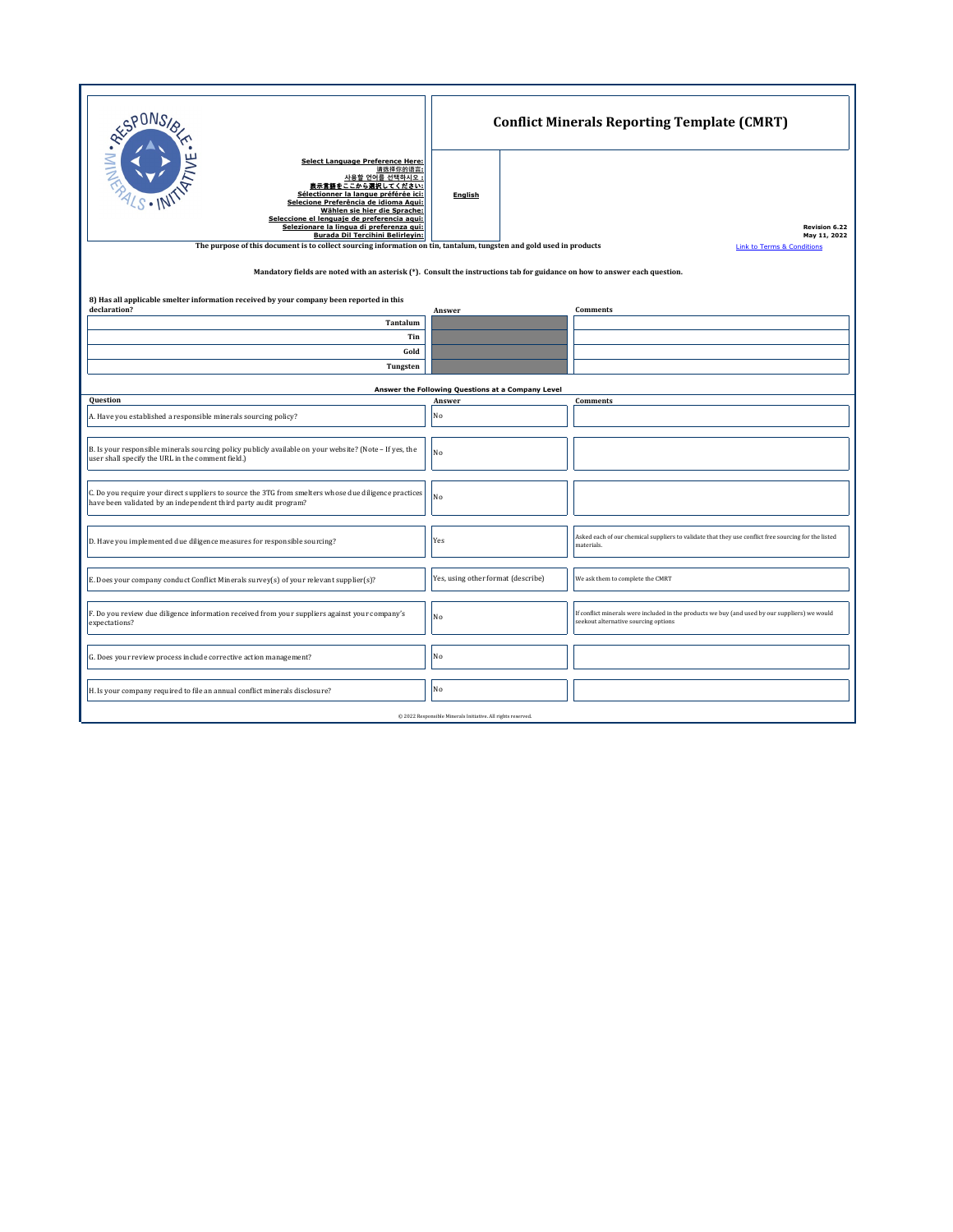Select Language Preference Here:
請選擇你的語言:
사용할 언어를 선택하시오 :
表示言語をここから選択してください:
Sélectionner la langue préférée ici:
Selecione Preferência de idioma Aqui:
Wählen sie hier die Sprache:
Seleccione el lenguaje de preferencia aqui:
Selezionare la lingua di preferenza qui:
Burada Dil Tercihini Belirleyin:

English

# Conflict Minerals Reporting Template (CMRT)

Revision 6.22
May 11, 2022

The purpose of this document is to collect sourcing information on tin, tantalum, tungsten and gold used in products

Link to Terms & Conditions

Mandatory fields are noted with an asterisk (*). Consult the instructions tab for guidance on how to answer each question.

| 8) Has all applicable smelter information received by your company been reported in this declaration? | Answer | Comments |
|---|---|---|
| Tantalum | | |
| Tin | | |
| Gold | | |
| Tungsten | | |

**Answer the Following Questions at a Company Level**

| Question | Answer | Comments |
|---|---|---|
| A. Have you established a responsible minerals sourcing policy? | No | |
| B. Is your responsible minerals sourcing policy publicly available on your website? (Note – If yes, the user shall specify the URL in the comment field.) | No | |
| C. Do you require your direct suppliers to source the 3TG from smelters whose due diligence practices have been validated by an independent third party audit program? | No | |
| D. Have you implemented due diligence measures for responsible sourcing? | Yes | Asked each of our chemical suppliers to validate that they use conflict free sourcing for the listed materials. |
| E. Does your company conduct Conflict Minerals survey(s) of your relevant supplier(s)? | Yes, using other format (describe) | We ask them to complete the CMRT |
| F. Do you review due diligence information received from your suppliers against your company's expectations? | No | If conflict minerals were included in the products we buy (and used by our suppliers) we would seekout alternative sourcing options |
| G. Does your review process include corrective action management? | No | |
| H. Is your company required to file an annual conflict minerals disclosure? | No | |

© 2022 Responsible Minerals Initiative. All rights reserved.